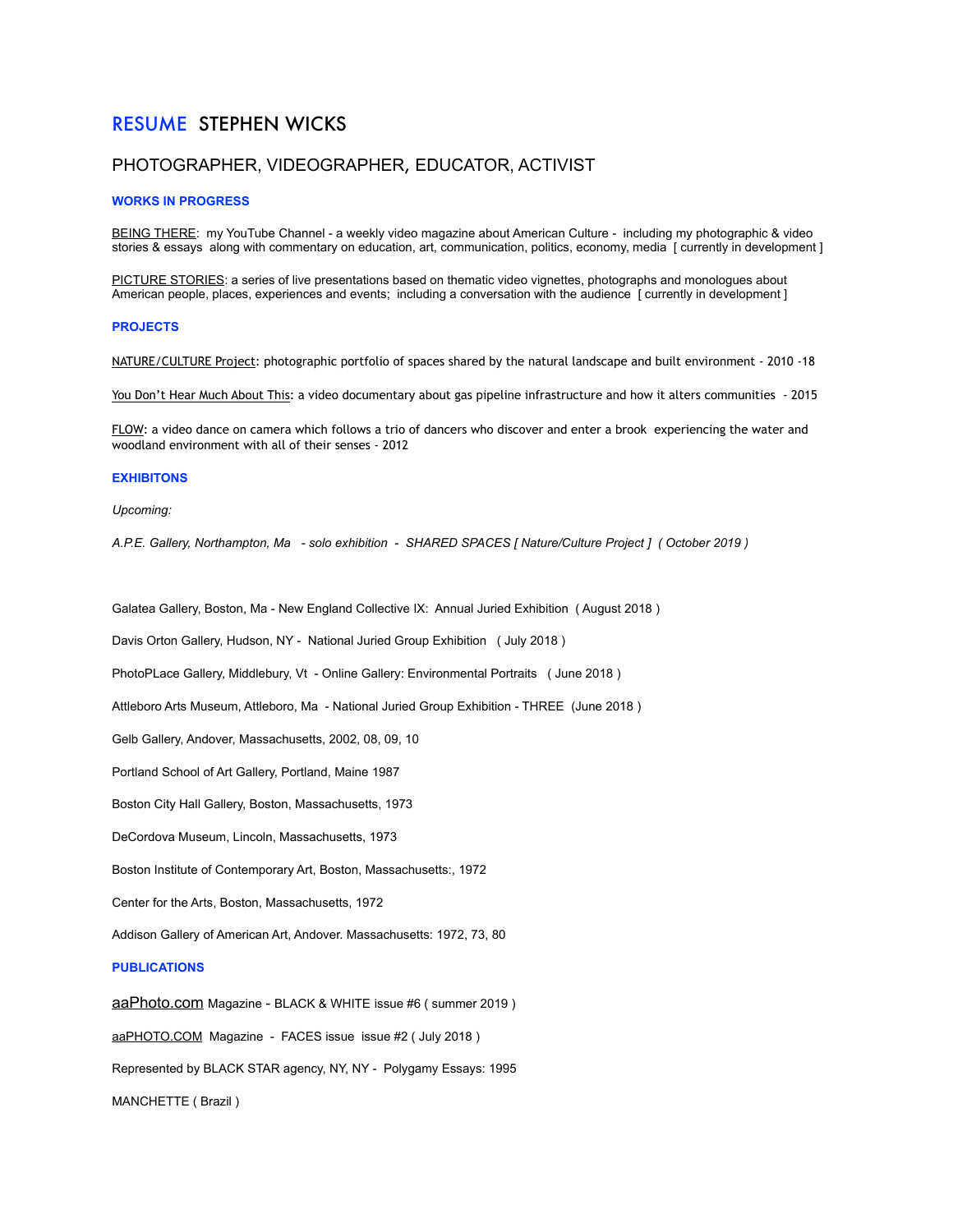# RESUME STEPHEN WICKS

## PHOTOGRAPHER, VIDEOGRAPHER, EDUCATOR, ACTIVIST

### WORKS IN PROGRESS

BEING THERE: my YouTube Channel - a weekly video magazine about American Culture - including my photographic & video stories & essays along with commentary on education, art, communication, politics, economy, media [ currently in development ]

PICTURE STORIES: a series of live presentations based on thematic video vignettes, photographs and monologues about American people, places, experiences and events; including a conversation with the audience [ currently in development ]

### PROJECTS

NATURE/CULTURE Project: photographic portfolio of spaces shared by the natural landscape and built environment - 2010 -18

You Don't Hear Much About This: a video documentary about gas pipeline infrastructure and how it alters communities - 2015

FLOW: a video dance on camera which follows a trio of dancers who discover and enter a brook experiencing the water and woodland environment with all of their senses - 2012

### EXHIBITONS

*Upcoming:*

*A.P.E. Gallery, Northampton, Ma - solo exhibition - SHARED SPACES [ Nature/Culture Project ] ( October 2019 )*

Galatea Gallery, Boston, Ma - New England Collective IX: Annual Juried Exhibition ( August 2018 )

Davis Orton Gallery, Hudson, NY - National Juried Group Exhibition ( July 2018 )

PhotoPLace Gallery, Middlebury, Vt - Online Gallery: Environmental Portraits ( June 2018 )

Attleboro Arts Museum, Attleboro, Ma - National Juried Group Exhibition - THREE (June 2018 )

Gelb Gallery, Andover, Massachusetts, 2002, 08, 09, 10

Portland School of Art Gallery, Portland, Maine 1987

Boston City Hall Gallery, Boston, Massachusetts, 1973

DeCordova Museum, Lincoln, Massachusetts, 1973

Boston Institute of Contemporary Art, Boston, Massachusetts:, 1972

Center for the Arts, Boston, Massachusetts, 1972

Addison Gallery of American Art, Andover. Massachusetts: 1972, 73, 80

### PUBLICATIONS

aaPhoto.com Magazine - BLACK & WHITE issue #6 ( summer 2019 )

aaPHOTO.COM Magazine - FACES issue issue #2 ( July 2018 )

Represented by BLACK STAR agency, NY, NY - Polygamy Essays: 1995

MANCHETTE ( Brazil )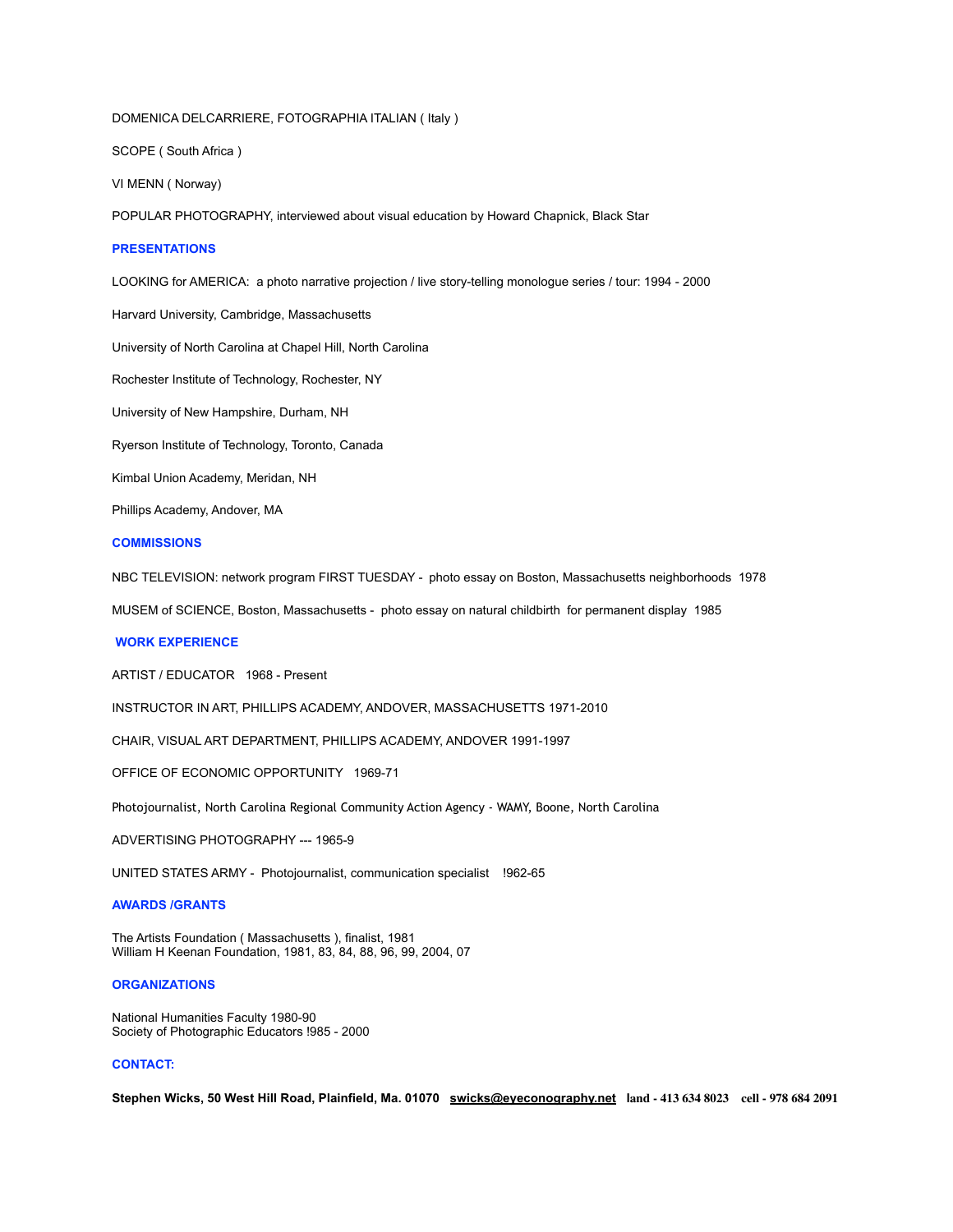DOMENICA DELCARRIERE, FOTOGRAPHIA ITALIAN ( Italy )

SCOPE ( South Africa )

VI MENN ( Norway)

POPULAR PHOTOGRAPHY, interviewed about visual education by Howard Chapnick, Black Star

## PRESENTATIONS

LOOKING for AMERICA: a photo narrative projection / live story-telling monologue series / tour: 1994 - 2000

Harvard University, Cambridge, Massachusetts

University of North Carolina at Chapel Hill, North Carolina

Rochester Institute of Technology, Rochester, NY

University of New Hampshire, Durham, NH

Ryerson Institute of Technology, Toronto, Canada

Kimbal Union Academy, Meridan, NH

Phillips Academy, Andover, MA

## COMMISSIONS

NBC TELEVISION: network program FIRST TUESDAY - photo essay on Boston, Massachusetts neighborhoods 1978

MUSEM of SCIENCE, Boston, Massachusetts - photo essay on natural childbirth for permanent display 1985

## WORK EXPERIENCE

ARTIST / EDUCATOR 1968 - Present

INSTRUCTOR IN ART, PHILLIPS ACADEMY, ANDOVER, MASSACHUSETTS 1971-2010

CHAIR, VISUAL ART DEPARTMENT, PHILLIPS ACADEMY, ANDOVER 1991-1997

OFFICE OF ECONOMIC OPPORTUNITY 1969-71

Photojournalist, North Carolina Regional Community Action Agency - WAMY, Boone, North Carolina

ADVERTISING PHOTOGRAPHY --- 1965-9

UNITED STATES ARMY - Photojournalist, communication specialist !962-65

## AWARDS /GRANTS

The Artists Foundation ( Massachusetts ), finalist, 1981
William H Keenan Foundation, 1981, 83, 84, 88, 96, 99, 2004, 07

## ORGANIZATIONS

National Humanities Faculty 1980-90
Society of Photographic Educators !985 - 2000

## CONTACT:

**Stephen Wicks, 50 West Hill Road, Plainfield, Ma. 01070 swicks@eyeconography.net land - 413 634 8023 cell - 978 684 2091**